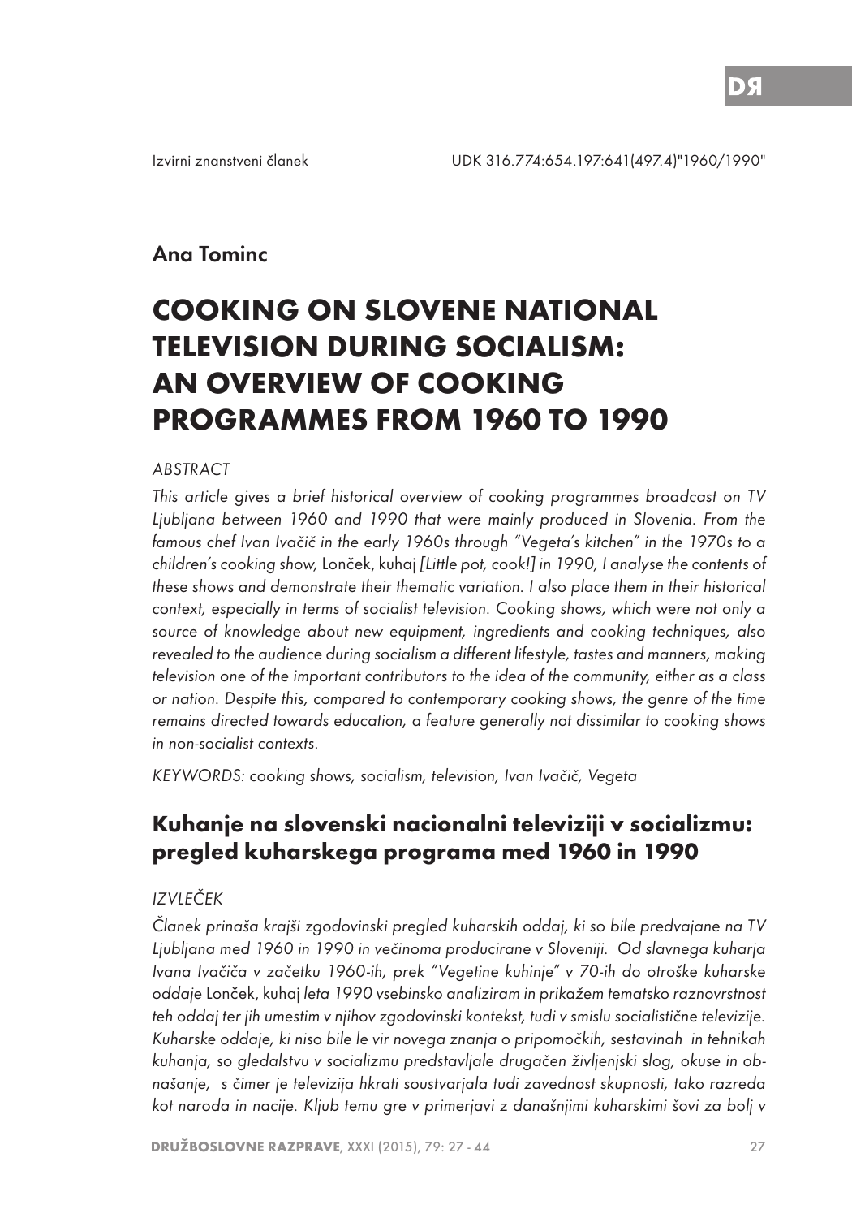Izvirni znanstveni članek UDK 316.774:654.197:641(497.4)"1960/1990"

Ana Tominc

# COOKING ON SLOVENE NATIONAL TELEVISION DURING SOCIALISM: AN OVERVIEW OF COOKING PROGRAMMES FROM 1960 TO 1990

*ABSTRACT*

*This article gives a brief historical overview of cooking programmes broadcast on TV Ljubljana between 1960 and 1990 that were mainly produced in Slovenia. From the famous chef Ivan Ivačič in the early 1960s through "Vegeta's kitchen" in the 1970s to a children's cooking show,* Lonček, kuhaj *[Little pot, cook!] in 1990, I analyse the contents of these shows and demonstrate their thematic variation. I also place them in their historical context, especially in terms of socialist television. Cooking shows, which were not only a source of knowledge about new equipment, ingredients and cooking techniques, also revealed to the audience during socialism a different lifestyle, tastes and manners, making television one of the important contributors to the idea of the community, either as a class or nation. Despite this, compared to contemporary cooking shows, the genre of the time remains directed towards education, a feature generally not dissimilar to cooking shows in non-socialist contexts.*

*KEYWORDS: cooking shows, socialism, television, Ivan Ivačič, Vegeta*

## Kuhanje na slovenski nacionalni televiziji v socializmu: pregled kuharskega programa med 1960 in 1990

*IZVLEČEK*

*Članek prinaša krajši zgodovinski pregled kuharskih oddaj, ki so bile predvajane na TV Ljubljana med 1960 in 1990 in večinoma producirane v Sloveniji. Od slavnega kuharja Ivana Ivačiča v začetku 1960-ih, prek "Vegetine kuhinje" v 70-ih do otroške kuharske oddaje* Lonček, kuhaj *leta 1990 vsebinsko analiziram in prikažem tematsko raznovrstnost teh oddaj ter jih umestim v njihov zgodovinski kontekst, tudi v smislu socialistične televizije. Kuharske oddaje, ki niso bile le vir novega znanja o pripomočkih, sestavinah in tehnikah kuhanja, so gledalstvu v socializmu predstavljale drugačen življenjski slog, okuse in obnašanje, s čimer je televizija hkrati soustvarjala tudi zavednost skupnosti, tako razreda kot naroda in nacije. Kljub temu gre v primerjavi z današnjimi kuharskimi šovi za bolj v*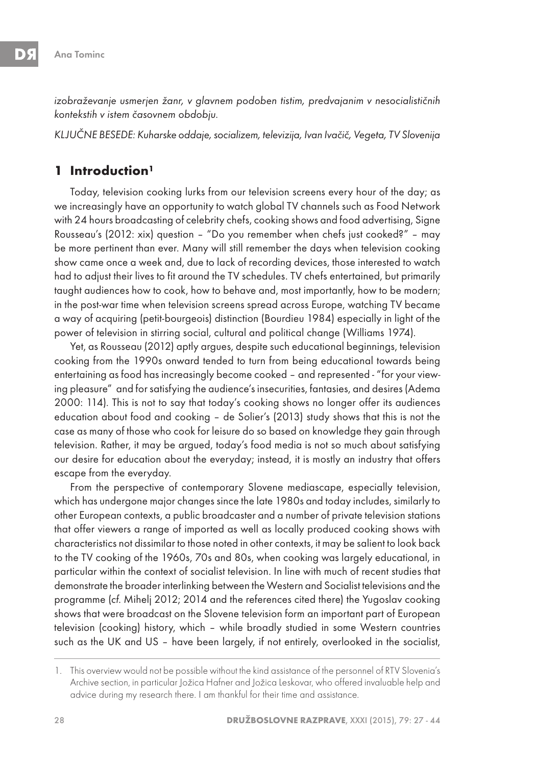*izobraževanje usmerjen žanr, v glavnem podoben tistim, predvajanim v nesocialističnih kontekstih v istem časovnem obdobju.*

*KLJUČNE BESEDE: Kuharske oddaje, socializem, televizija, Ivan Ivačič, Vegeta, TV Slovenija*

## 1 Introduction[1]

Today, television cooking lurks from our television screens every hour of the day; as we increasingly have an opportunity to watch global TV channels such as Food Network with 24 hours broadcasting of celebrity chefs, cooking shows and food advertising, Signe Rousseau's (2012: xix) question – "Do you remember when chefs just cooked?" – may be more pertinent than ever. Many will still remember the days when television cooking show came once a week and, due to lack of recording devices, those interested to watch had to adjust their lives to fit around the TV schedules. TV chefs entertained, but primarily taught audiences how to cook, how to behave and, most importantly, how to be modern; in the post-war time when television screens spread across Europe, watching TV became a way of acquiring (petit-bourgeois) distinction (Bourdieu 1984) especially in light of the power of television in stirring social, cultural and political change (Williams 1974).

Yet, as Rousseau (2012) aptly argues, despite such educational beginnings, television cooking from the 1990s onward tended to turn from being educational towards being entertaining as food has increasingly become cooked – and represented - "for your viewing pleasure" and for satisfying the audience's insecurities, fantasies, and desires (Adema 2000: 114). This is not to say that today's cooking shows no longer offer its audiences education about food and cooking – de Solier's (2013) study shows that this is not the case as many of those who cook for leisure do so based on knowledge they gain through television. Rather, it may be argued, today's food media is not so much satisfying our desire for education about the everyday; instead, it is mostly an industry that offers escape from the everyday.

From the perspective of contemporary Slovene mediascape, especially television, which has undergone major changes since the late 1980s and today includes, similarly to other European contexts, a public broadcaster and a number of private television stations that offer viewers a range of imported as well as locally produced cooking shows with characteristics not dissimilar to those noted in other contexts, it may be salient to look back to the TV cooking of the 1960s, 70s and 80s, when cooking was largely educational, in particular within the context of socialist television. In line with much of recent studies that demonstrate the broader interlinking between the Western and Socialist televisions and the programme (cf. Mihelj 2012; 2014 and the references cited there) the Yugoslav cooking shows that were broadcast on the Slovene television form an important part of European television (cooking) history, which – while broadly studied in some Western countries such as the UK and US – have been largely, if not entirely, overlooked in the socialist,

1. This overview would not be possible without the kind assistance of the personnel of RTV Slovenia's Archive section, in particular Jožica Hafner and Jožica Leskovar, who offered invaluable help and advice during my research there. I am thankful for their time and assistance.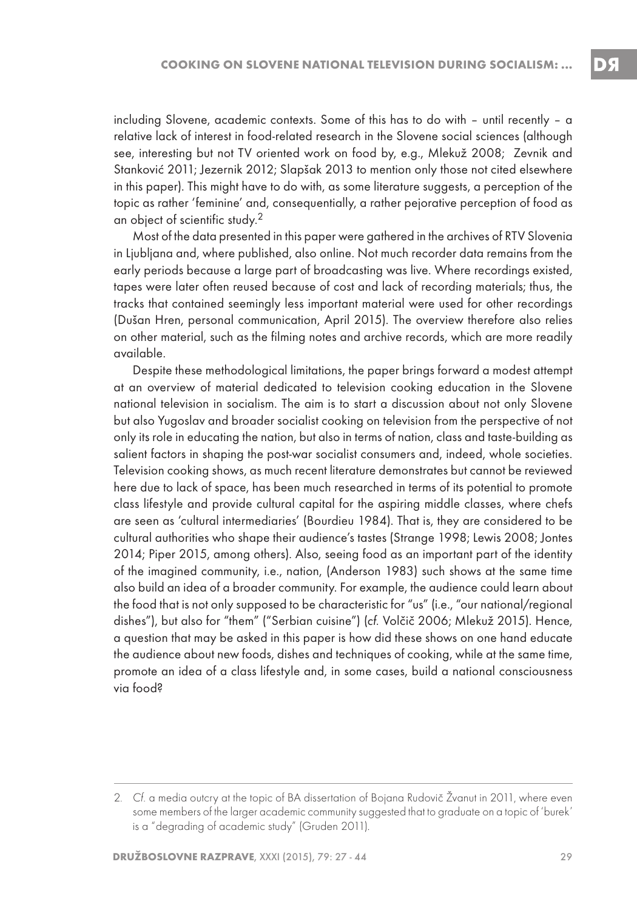including Slovene, academic contexts. Some of this has to do with – until recently – a relative lack of interest in food-related research in the Slovene social sciences (although see, interesting but not TV oriented work on food by, e.g., Mlekuž 2008; Zevnik and Stanković 2011; Jezernik 2012; Slapšak 2013 to mention only those not cited elsewhere in this paper). This might have to do with, as some literature suggests, a perception of the topic as rather 'feminine' and, consequentially, a rather pejorative perception of food as an object of scientific study.[2]

Most of the data presented in this paper were gathered in the archives of RTV Slovenia in Ljubljana and, where published, also online. Not much recorder data remains from the early periods because a large part of broadcasting was live. Where recordings existed, tapes were later often reused because of cost and lack of recording materials; thus, the tracks that contained seemingly less important material were used for other recordings (Dušan Hren, personal communication, April 2015). The overview therefore also relies on other material, such as the filming notes and archive records, which are more readily available.

Despite these methodological limitations, the paper brings forward a modest attempt at an overview of material dedicated to television cooking education in the Slovene national television in socialism. The aim is to start a discussion about not only Slovene but also Yugoslav and broader socialist cooking on television from the perspective of not only its role in educating the nation, but also in terms of nation, class and taste-building as salient factors in shaping the post-war socialist consumers and, indeed, whole societies. Television cooking shows, as much recent literature demonstrates but cannot be reviewed here due to lack of space, has been much researched in terms of its potential to promote class lifestyle and provide cultural capital for the aspiring middle classes, where chefs are seen as 'cultural intermediaries' (Bourdieu 1984). That is, they are considered to be cultural authorities who shape their audience's tastes (Strange 1998; Lewis 2008; Jontes 2014; Piper 2015, among others). Also, seeing food as an important part of the identity of the imagined community, i.e., nation, (Anderson 1983) such shows at the same time also build an idea of a broader community. For example, the audience could learn about the food that is not only supposed to be characteristic for "us" (i.e., "our national/regional dishes"), but also for "them" ("Serbian cuisine") (*cf.* Volčič 2006; Mlekuž 2015). Hence, a question that may be asked in this paper is how did these shows on one hand educate the audience about new foods, dishes and techniques of cooking, while at the same time, promote an idea of a class lifestyle and, in some cases, build a national consciousness via food?

---

2. *Cf.* a media outcry at the topic of BA dissertation of Bojana Rudovič Žvanut in 2011, where even some members of the larger academic community suggested that to graduate on a topic of 'burek' is a "degrading of academic study" (Gruden 2011).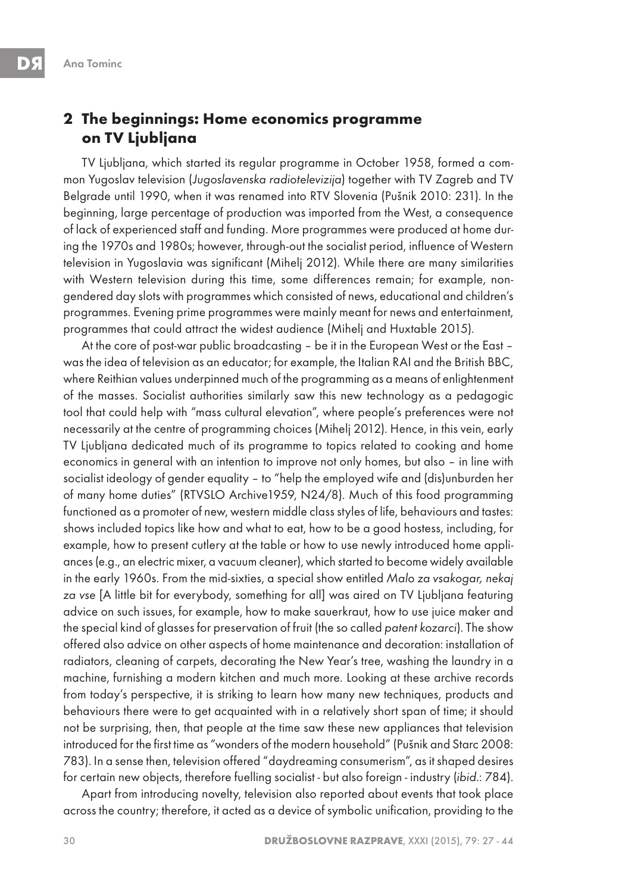## 2 The beginnings: Home economics programme on TV Ljubljana

TV Ljubljana, which started its regular programme in October 1958, formed a common Yugoslav television (*Jugoslavenska radiotelevizija*) together with TV Zagreb and TV Belgrade until 1990, when it was renamed into RTV Slovenia (Pušnik 2010: 231). In the beginning, large percentage of production was imported from the West, a consequence of lack of experienced staff and funding. More programmes were produced at home during the 1970s and 1980s; however, through-out the socialist period, influence of Western television in Yugoslavia was significant (Mihelj 2012). While there are many similarities with Western television during this time, some differences remain; for example, non-gendered day slots with programmes which consisted of news, educational and children's programmes. Evening prime programmes were mainly meant for news and entertainment, programmes that could attract the widest audience (Mihelj and Huxtable 2015).

At the core of post-war public broadcasting – be it in the European West or the East – was the idea of television as an educator; for example, the Italian RAI and the British BBC, where Reithian values underpinned much of the programming as a means of enlightenment of the masses. Socialist authorities similarly saw this new technology as a pedagogic tool that could help with "mass cultural elevation", where people's preferences were not necessarily at the centre of programming choices (Mihelj 2012). Hence, in this vein, early TV Ljubljana dedicated much of its programme to topics related to cooking and home economics in general with an intention to improve not only homes, but also – in line with socialist ideology of gender equality – to "help the employed wife and (dis)unburden her of many home duties" (RTVSLO Archive1959, N24/8). Much of this food programming functioned as a promoter of new, western middle class styles of life, behaviours and tastes: shows included topics like how and what to eat, how to be a good hostess, including, for example, how to present cutlery at the table or how to use newly introduced home appliances (e.g., an electric mixer, a vacuum cleaner), which started to become widely available in the early 1960s. From the mid-sixties, a special show entitled *Malo za vsakogar, nekaj za vse* [A little bit for everybody, something for all] was aired on TV Ljubljana featuring advice on such issues, for example, how to make sauerkraut, how to use juice maker and the special kind of glasses for preservation of fruit (the so called *patent kozarci*). The show offered also advice on other aspects of home maintenance and decoration: installation of radiators, cleaning of carpets, decorating the New Year's tree, washing the laundry in a machine, furnishing a modern kitchen and much more. Looking at these archive records from today's perspective, it is striking to learn how many new techniques, products and behaviours there were to get acquainted with in a relatively short span of time; it should not be surprising, then, that people at the time saw these new appliances that television introduced for the first time as "wonders of the modern household" (Pušnik and Starc 2008: 783). In a sense then, television offered "daydreaming consumerism", as it shaped desires for certain new objects, therefore fuelling socialist - but also foreign - industry (*ibid*.: 784).

Apart from introducing novelty, television also reported about events that took place across the country; therefore, it acted as a device of symbolic unification, providing to the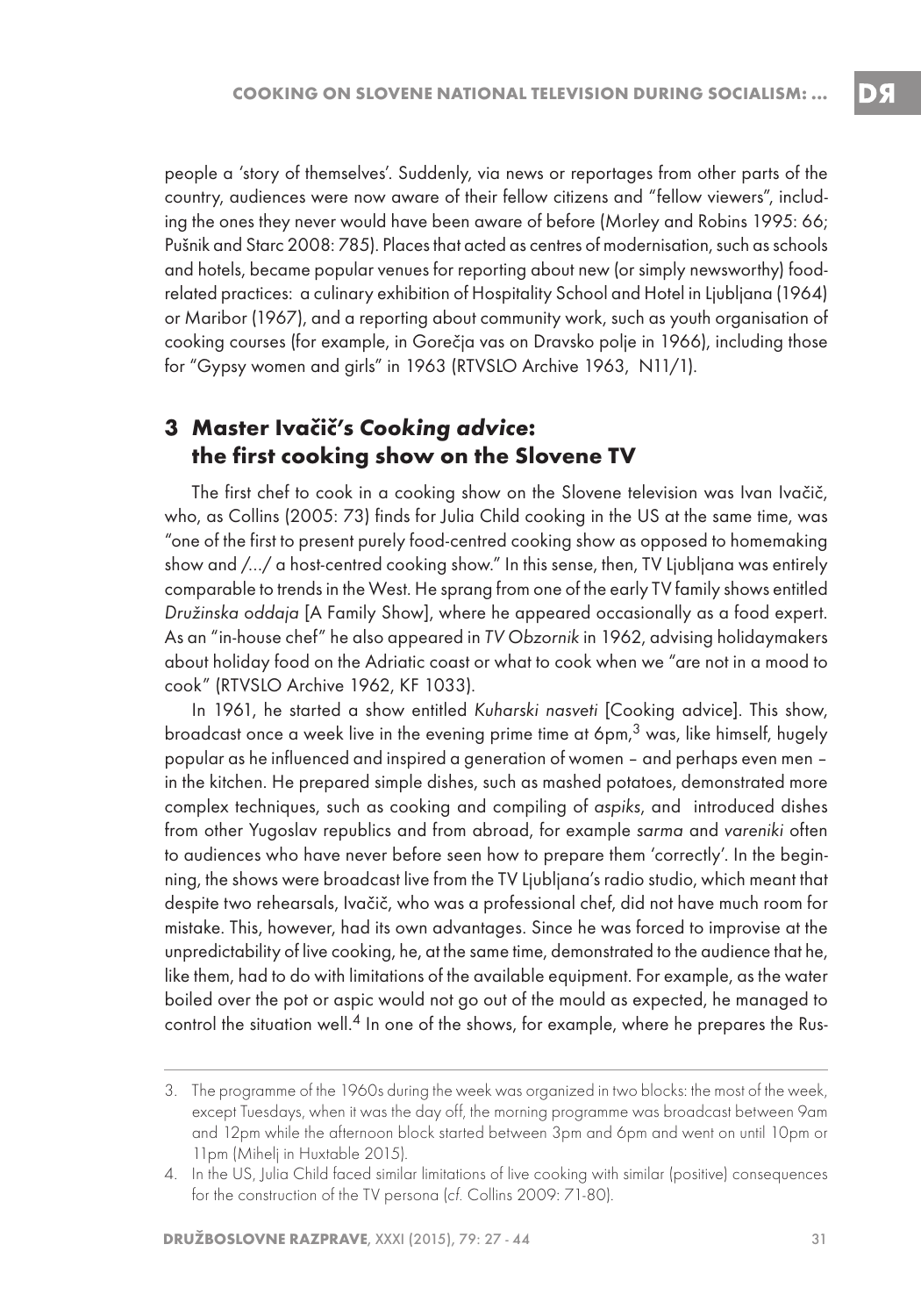people a 'story of themselves'. Suddenly, via news or reportages from other parts of the country, audiences were now aware of their fellow citizens and "fellow viewers", including the ones they never would have been aware of before (Morley and Robins 1995: 66; Pušnik and Starc 2008: 785). Places that acted as centres of modernisation, such as schools and hotels, became popular venues for reporting about new (or simply newsworthy) food-related practices: a culinary exhibition of Hospitality School and Hotel in Ljubljana (1964) or Maribor (1967), and a reporting about community work, such as youth organisation of cooking courses (for example, in Gorečja vas on Dravsko polje in 1966), including those for "Gypsy women and girls" in 1963 (RTVSLO Archive 1963, N11/1).

## 3 Master Ivačič's *Cooking advice*: the first cooking show on the Slovene TV

The first chef to cook in a cooking show on the Slovene television was Ivan Ivačič, who, as Collins (2005: 73) finds for Julia Child cooking in the US at the same time, was "one of the first to present purely food-centred cooking show as opposed to homemaking show and /…/ a host-centred cooking show." In this sense, then, TV Ljubljana was entirely comparable to trends in the West. He sprang from one of the early TV family shows entitled *Družinska oddaja* [A Family Show], where he appeared occasionally as a food expert. As an "in-house chef" he also appeared in *TV Obzornik* in 1962, advising holidaymakers about holiday food on the Adriatic coast or what to cook when we "are not in a mood to cook" (RTVSLO Archive 1962, KF 1033).

In 1961, he started a show entitled *Kuharski nasveti* [Cooking advice]. This show, broadcast once a week live in the evening prime time at 6pm,[3] was, like himself, hugely popular as he influenced and inspired a generation of women – and perhaps even men – in the kitchen. He prepared simple dishes, such as mashed potatoes, demonstrated more complex techniques, such as cooking and compiling of *aspiks*, and introduced dishes from other Yugoslav republics and from abroad, for example *sarma* and *vareniki* often to audiences who have never before seen how to prepare them 'correctly'. In the beginning, the shows were broadcast live from the TV Ljubljana's radio studio, which meant that despite two rehearsals, Ivačič, who was a professional chef, did not have much room for mistake. This, however, had its own advantages. Since he was forced to improvise at the unpredictability of live cooking, he, at the same time, demonstrated to the audience that he, like them, had to do with limitations of the available equipment. For example, as the water boiled over the pot or aspic would not go out of the mould as expected, he managed to control the situation well.[4] In one of the shows, for example, where he prepares the Rus-

3. The programme of the 1960s during the week was organized in two blocks: the most of the week, except Tuesdays, when it was the day off, the morning programme was broadcast between 9am and 12pm while the afternoon block started between 3pm and 6pm and went on until 10pm or 11pm (Mihelj in Huxtable 2015).

4. In the US, Julia Child faced similar limitations of live cooking with similar (positive) consequences for the construction of the TV persona (cf. Collins 2009: 71-80).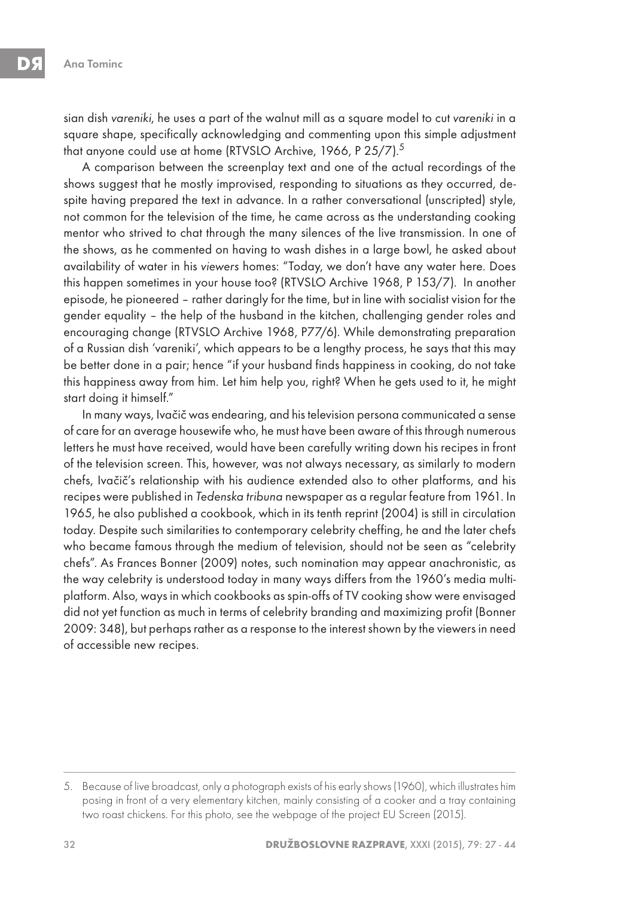sian dish *vareniki*, he uses a part of the walnut mill as a square model to cut *vareniki* in a square shape, specifically acknowledging and commenting upon this simple adjustment that anyone could use at home (RTVSLO Archive, 1966, P 25/7).[5]

A comparison between the screenplay text and one of the actual recordings of the shows suggest that he mostly improvised, responding to situations as they occurred, despite having prepared the text in advance. In a rather conversational (unscripted) style, not common for the television of the time, he came across as the understanding cooking mentor who strived to chat through the many silences of the live transmission. In one of the shows, as he commented on having to wash dishes in a large bowl, he asked about availability of water in his *viewers* homes: "Today, we don't have any water here. Does this happen sometimes in your house too? (RTVSLO Archive 1968, P 153/7). In another episode, he pioneered – rather daringly for the time, but in line with socialist vision for the gender equality – the help of the husband in the kitchen, challenging gender roles and encouraging change (RTVSLO Archive 1968, P77/6). While demonstrating preparation of a Russian dish 'vareniki', which appears to be a lengthy process, he says that this may be better done in a pair; hence "if your husband finds happiness in cooking, do not take this happiness away from him. Let him help you, right? When he gets used to it, he might start doing it himself."

In many ways, Ivačič was endearing, and his television persona communicated a sense of care for an average housewife who, he must have been aware of this through numerous letters he must have received, would have been carefully writing down his recipes in front of the television screen. This, however, was not always necessary, as similarly to modern chefs, Ivačič's relationship with his audience extended also to other platforms, and his recipes were published in *Tedenska tribuna* newspaper as a regular feature from 1961. In 1965, he also published a cookbook, which in its tenth reprint (2004) is still in circulation today. Despite such similarities to contemporary celebrity cheffing, he and the later chefs who became famous through the medium of television, should not be seen as "celebrity chefs". As Frances Bonner (2009) notes, such nomination may appear anachronistic, as the way celebrity is understood today in many ways differs from the 1960's media multi-platform. Also, ways in which cookbooks as spin-offs of TV cooking show were envisaged did not yet function as much in terms of celebrity branding and maximizing profit (Bonner 2009: 348), but perhaps rather as a response to the interest shown by the viewers in need of accessible new recipes.

---

5. Because of live broadcast, only a photograph exists of his early shows (1960), which illustrates him posing in front of a very elementary kitchen, mainly consisting of a cooker and a tray containing two roast chickens. For this photo, see the webpage of the project EU Screen (2015).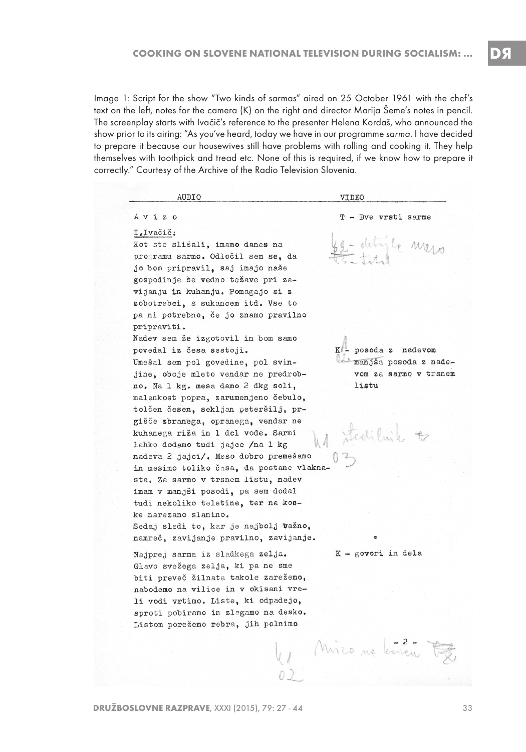Image 1: Script for the show "Two kinds of sarmas" aired on 25 October 1961 with the chef's text on the left, notes for the camera (K) on the right and director Marija Šeme's notes in pencil. The screenplay starts with Ivačič's reference to the presenter Helena Kordaš, who announced the show prior to its airing: "As you've heard, today we have in our programme *sarma*. I have decided to prepare it because our housewives still have problems with rolling and cooking it. They help themselves with toothpick and tread etc. None of this is required, if we know how to prepare it correctly." Courtesy of the Archive of the Radio Television Slovenia.

| AUDIO | VIDEO |
| --- | --- |
| Avizo | T - Dve vrsti sarme |
| I. Ivačič: Kot ste slišali, imamo danes na programu sarmo. Odločil sem se, da jo bom pripravil, saj imajo naše gospodinje še vedno težave pri zavijanju in kuhanju. Pomagajo si z zobotrebci, s sukancem itd. Vse to pa ni potrebno, če jo znamo pravilno pripraviti. | K2 - detajle meso / K3 - total |
| Nadev sem že izgotovil in bom samo povedal iz česa sestoji. Umešal sem pol govedine, pol svinjine, oboje mleto vendar ne predrobno. Na 1 kg. mesa damo 2 dkg soli, malenkost popra, zarumenjeno čebulo, tolčen česen, sekljan peteršilj, prgišče zbranega, opranega, vendar ne kuhanega riža in 1 dcl vode. Sarmi lahko dodamo tudi jajce /na 1 kg nadeva 2 jajci/. Meso dobro premešamo in mesimo toliko časa, da postane vlaknasta. Za sarmo v trsnem listu, nadev imam v manjši posodi, pa sem dodal tudi nekoliko teletine, ter na kocke narezano slanino. | K - posoda z nadevom / manjša posoda z nadevom za sarmo v trsnem listu / K1 štedilnik / 03 |
| Sedaj sledi to, kar je najbolj važno, namreč, zavijanje pravilno, zavijanje. | |
| Najprej sarma iz sladkega zelja. Glavo svežega zelja, ki pa ne sme biti preveč žilnata takole zarežemo, nabodemo na vilice in v okisani vreli vodi vrtimo. Liste, ki odpadejo, sproti pobiramo in zlagamo na desko. Listom porežemo rebra, jih polnimo | K - govori in dela |
| - 2 - | K1 Mizo na koncu / 02 |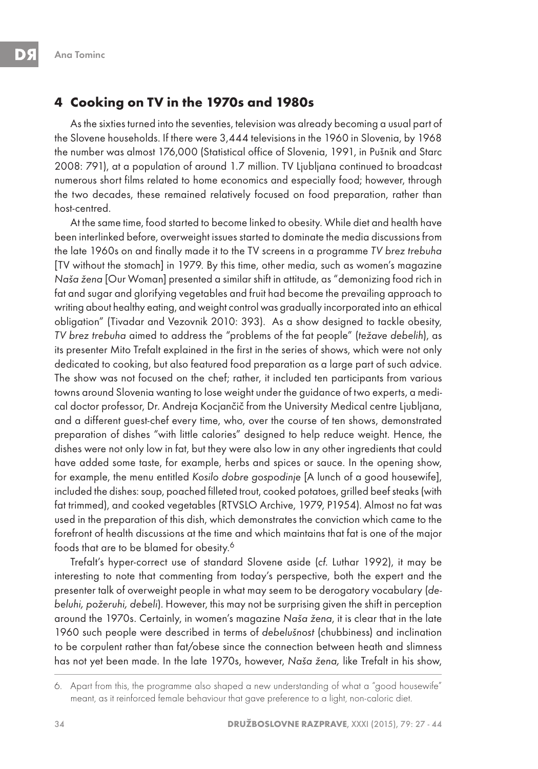## 4 Cooking on TV in the 1970s and 1980s

As the sixties turned into the seventies, television was already becoming a usual part of the Slovene households. If there were 3,444 televisions in the 1960 in Slovenia, by 1968 the number was almost 176,000 (Statistical office of Slovenia, 1991, in Pušnik and Starc 2008: 791), at a population of around 1.7 million. TV Ljubljana continued to broadcast numerous short films related to home economics and especially food; however, through the two decades, these remained relatively focused on food preparation, rather than host-centred.

At the same time, food started to become linked to obesity. While diet and health have been interlinked before, overweight issues started to dominate the media discussions from the late 1960s on and finally made it to the TV screens in a programme *TV brez trebuha* [TV without the stomach] in 1979. By this time, other media, such as women's magazine *Naša žena* [Our Woman] presented a similar shift in attitude, as "demonizing food rich in fat and sugar and glorifying vegetables and fruit had become the prevailing approach to writing about healthy eating, and weight control was gradually incorporated into an ethical obligation" (Tivadar and Vezovnik 2010: 393). As a show designed to tackle obesity, *TV brez trebuha* aimed to address the "problems of the fat people" (*težave debelih*), as its presenter Mito Trefalt explained in the first in the series of shows, which were not only dedicated to cooking, but also featured food preparation as a large part of such advice. The show was not focused on the chef; rather, it included ten participants from various towns around Slovenia wanting to lose weight under the guidance of two experts, a medical doctor professor, Dr. Andreja Kocjančič from the University Medical centre Ljubljana, and a different guest-chef every time, who, over the course of ten shows, demonstrated preparation of dishes "with little calories" designed to help reduce weight. Hence, the dishes were not only low in fat, but they were also low in any other ingredients that could have added some taste, for example, herbs and spices or sauce. In the opening show, for example, the menu entitled *Kosilo dobre gospodinje* [A lunch of a good housewife], included the dishes: soup, poached filleted trout, cooked potatoes, grilled beef steaks (with fat trimmed), and cooked vegetables (RTVSLO Archive, 1979, P1954). Almost no fat was used in the preparation of this dish, which demonstrates the conviction which came to the forefront of health discussions at the time and which maintains that fat is one of the major foods that are to be blamed for obesity.[6]

Trefalt's hyper-correct use of standard Slovene aside (*cf.* Luthar 1992), it may be interesting to note that commenting from today's perspective, both the expert and the presenter talk of overweight people in what may seem to be derogatory vocabulary (*debeluhi, požeruhi, debeli*). However, this may not be surprising given the shift in perception around the 1970s. Certainly, in women's magazine *Naša žena*, it is clear that in the late 1960 such people were described in terms of *debelušnost* (chubbiness) and inclination to be corpulent rather than fat/obese since the connection between heath and slimness has not yet been made. In the late 1970s, however, *Naša žena,* like Trefalt in his show,

6. Apart from this, the programme also shaped a new understanding of what a "good housewife" meant, as it reinforced female behaviour that gave preference to a light, non-caloric diet.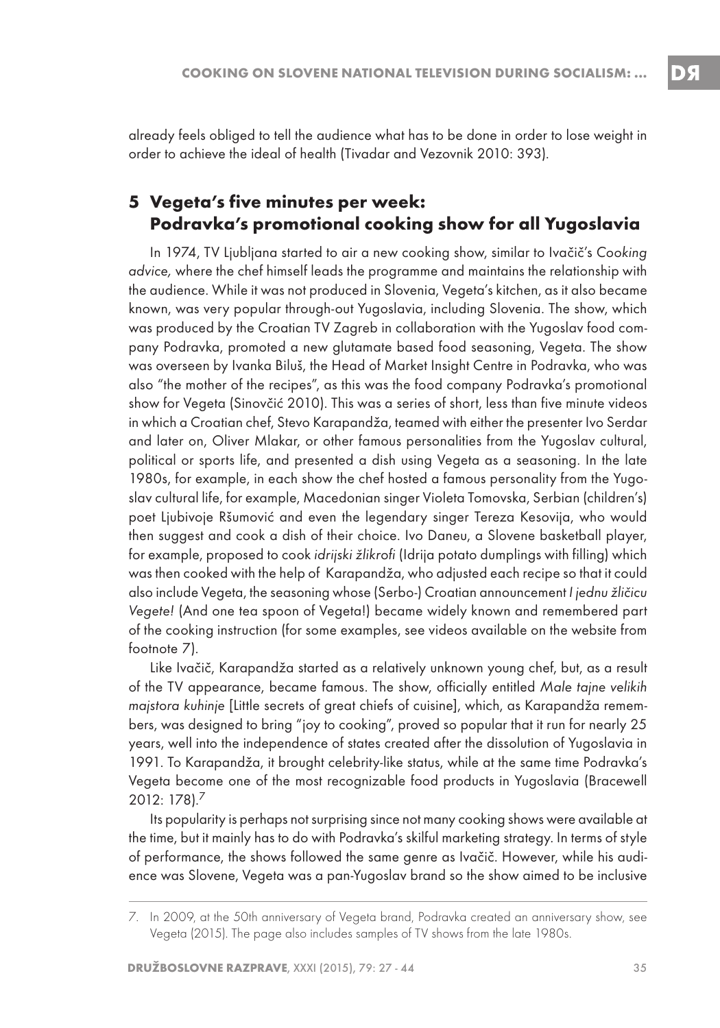already feels obliged to tell the audience what has to be done in order to lose weight in order to achieve the ideal of health (Tivadar and Vezovnik 2010: 393).

## 5 Vegeta's five minutes per week: Podravka's promotional cooking show for all Yugoslavia

In 1974, TV Ljubljana started to air a new cooking show, similar to Ivačič's *Cooking advice,* where the chef himself leads the programme and maintains the relationship with the audience. While it was not produced in Slovenia, Vegeta's kitchen, as it also became known, was very popular through-out Yugoslavia, including Slovenia. The show, which was produced by the Croatian TV Zagreb in collaboration with the Yugoslav food company Podravka, promoted a new glutamate based food seasoning, Vegeta. The show was overseen by Ivanka Biluš, the Head of Market Insight Centre in Podravka, who was also "the mother of the recipes", as this was the food company Podravka's promotional show for Vegeta (Sinovčić 2010). This was a series of short, less than five minute videos in which a Croatian chef, Stevo Karapandža, teamed with either the presenter Ivo Serdar and later on, Oliver Mlakar, or other famous personalities from the Yugoslav cultural, political or sports life, and presented a dish using Vegeta as a seasoning. In the late 1980s, for example, in each show the chef hosted a famous personality from the Yugoslav cultural life, for example, Macedonian singer Violeta Tomovska, Serbian (children's) poet Ljubivoje Ršumović and even the legendary singer Tereza Kesovija, who would then suggest and cook a dish of their choice. Ivo Daneu, a Slovene basketball player, for example, proposed to cook *idrijski žlikrofi* (Idrija potato dumplings with filling) which was then cooked with the help of Karapandža, who adjusted each recipe so that it could also include Vegeta, the seasoning whose (Serbo-) Croatian announcement *I jednu žličicu Vegete!* (And one tea spoon of Vegeta!) became widely known and remembered part of the cooking instruction (for some examples, see videos available on the website from footnote 7).

Like Ivačič, Karapandža started as a relatively unknown young chef, but, as a result of the TV appearance, became famous. The show, officially entitled *Male tajne velikih majstora kuhinje* [Little secrets of great chiefs of cuisine], which, as Karapandža remembers, was designed to bring "joy to cooking", proved so popular that it run for nearly 25 years, well into the independence of states created after the dissolution of Yugoslavia in 1991. To Karapandža, it brought celebrity-like status, while at the same time Podravka's Vegeta become one of the most recognizable food products in Yugoslavia (Bracewell 2012: 178).[7]

Its popularity is perhaps not surprising since not many cooking shows were available at the time, but it mainly has to do with Podravka's skilful marketing strategy. In terms of style of performance, the shows followed the same genre as Ivačič. However, while his audience was Slovene, Vegeta was a pan-Yugoslav brand so the show aimed to be inclusive

7. In 2009, at the 50th anniversary of Vegeta brand, Podravka created an anniversary show, see Vegeta (2015). The page also includes samples of TV shows from the late 1980s.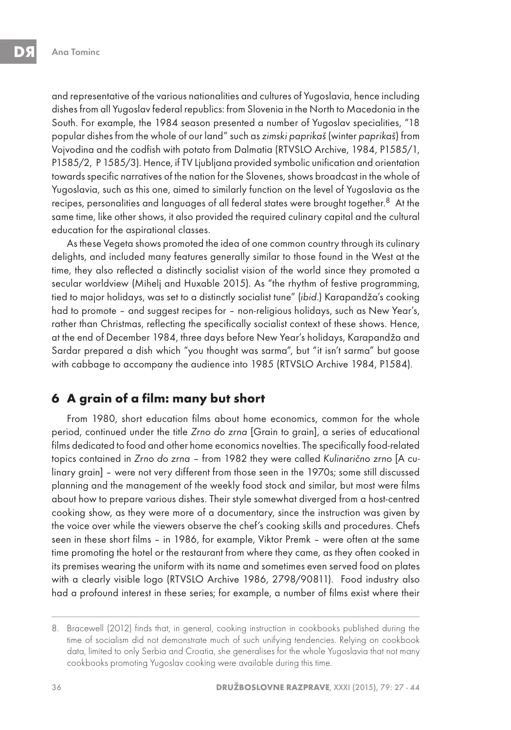and representative of the various nationalities and cultures of Yugoslavia, hence including dishes from all Yugoslav federal republics: from Slovenia in the North to Macedonia in the South. For example, the 1984 season presented a number of Yugoslav specialities, "18 popular dishes from the whole of our land" such as *zimski paprikaš* (winter *paprikaš*) from Vojvodina and the codfish with potato from Dalmatia (RTVSLO Archive, 1984, P1585/1, P1585/2, P 1585/3). Hence, if TV Ljubljana provided symbolic unification and orientation towards specific narratives of the nation for the Slovenes, shows broadcast in the whole of Yugoslavia, such as this one, aimed to similarly function on the level of Yugoslavia as the recipes, personalities and languages of all federal states were brought together.[8] At the same time, like other shows, it also provided the required culinary capital and the cultural education for the aspirational classes.

As these Vegeta shows promoted the idea of one common country through its culinary delights, and included many features generally similar to those found in the West at the time, they also reflected a distinctly socialist vision of the world since they promoted a secular worldview (Mihelj and Huxable 2015). As "the rhythm of festive programming, tied to major holidays, was set to a distinctly socialist tune" (*ibid*.) Karapandža's cooking had to promote – and suggest recipes for – non-religious holidays, such as New Year's, rather than Christmas, reflecting the specifically socialist context of these shows. Hence, at the end of December 1984, three days before New Year's holidays, Karapandža and Sardar prepared a dish which "you thought was sarma", but "it isn't sarma" but goose with cabbage to accompany the audience into 1985 (RTVSLO Archive 1984, P1584).

## 6 A grain of a film: many but short

From 1980, short education films about home economics, common for the whole period, continued under the title *Zrno do zrna* [Grain to grain], a series of educational films dedicated to food and other home economics novelties. The specifically food-related topics contained in *Zrno do zrna* – from 1982 they were called *Kulinarično zrno* [A culinary grain] – were not very different from those seen in the 1970s; some still discussed planning and the management of the weekly food stock and similar, but most were films about how to prepare various dishes. Their style somewhat diverged from a host-centred cooking show, as they were more of a documentary, since the instruction was given by the voice over while the viewers observe the chef's cooking skills and procedures. Chefs seen in these short films – in 1986, for example, Viktor Premk – were often at the same time promoting the hotel or the restaurant from where they came, as they often cooked in its premises wearing the uniform with its name and sometimes even served food on plates with a clearly visible logo (RTVSLO Archive 1986, 2798/90811). Food industry also had a profound interest in these series; for example, a number of films exist where their

---

8. Bracewell (2012) finds that, in general, cooking instruction in cookbooks published during the time of socialism did not demonstrate much of such unifying tendencies. Relying on cookbook data, limited to only Serbia and Croatia, she generalises for the whole Yugoslavia that not many cookbooks promoting Yugoslav cooking were available during this time.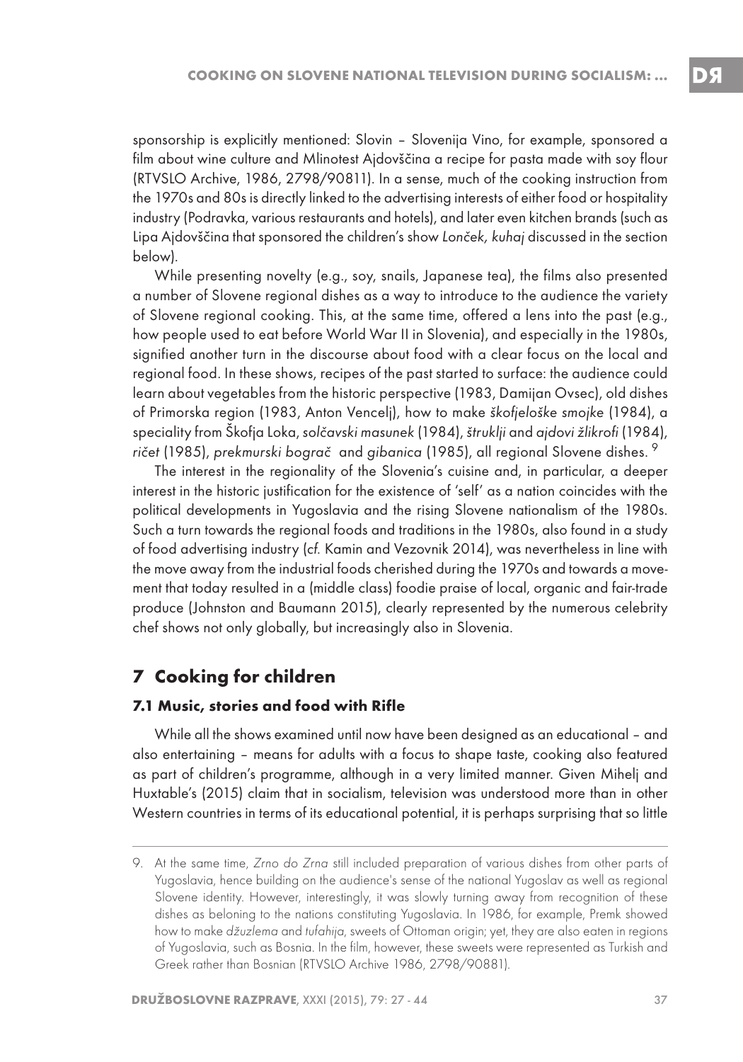sponsorship is explicitly mentioned: Slovin – Slovenija Vino, for example, sponsored a film about wine culture and Mlinotest Ajdovščina a recipe for pasta made with soy flour (RTVSLO Archive, 1986, 2798/90811). In a sense, much of the cooking instruction from the 1970s and 80s is directly linked to the advertising interests of either food or hospitality industry (Podravka, various restaurants and hotels), and later even kitchen brands (such as Lipa Ajdovščina that sponsored the children's show *Lonček, kuhaj* discussed in the section below).

While presenting novelty (e.g., soy, snails, Japanese tea), the films also presented a number of Slovene regional dishes as a way to introduce to the audience the variety of Slovene regional cooking. This, at the same time, offered a lens into the past (e.g., how people used to eat before World War II in Slovenia), and especially in the 1980s, signified another turn in the discourse about food with a clear focus on the local and regional food. In these shows, recipes of the past started to surface: the audience could learn about vegetables from the historic perspective (1983, Damijan Ovsec), old dishes of Primorska region (1983, Anton Vencelj), how to make *škofjeloške smojke* (1984), a speciality from Škofja Loka, *solčavski masunek* (1984), *štruklji* and *ajdovi žlikrofi* (1984), *ričet* (1985), *prekmurski bograč* and *gibanica* (1985), all regional Slovene dishes. [9]

The interest in the regionality of the Slovenia's cuisine and, in particular, a deeper interest in the historic justification for the existence of 'self' as a nation coincides with the political developments in Yugoslavia and the rising Slovene nationalism of the 1980s. Such a turn towards the regional foods and traditions in the 1980s, also found in a study of food advertising industry (*cf.* Kamin and Vezovnik 2014), was nevertheless in line with the move away from the industrial foods cherished during the 1970s and towards a movement that today resulted in a (middle class) foodie praise of local, organic and fair-trade produce (Johnston and Baumann 2015), clearly represented by the numerous celebrity chef shows not only globally, but increasingly also in Slovenia.

## 7 Cooking for children

### 7.1 Music, stories and food with Rifle

While all the shows examined until now have been designed as an educational – and also entertaining – means for adults with a focus to shape taste, cooking also featured as part of children's programme, although in a very limited manner. Given Mihelj and Huxtable's (2015) claim that in socialism, television was understood more than in other Western countries in terms of its educational potential, it is perhaps surprising that so little

---

9. At the same time, *Zrno do Zrna* still included preparation of various dishes from other parts of Yugoslavia, hence building on the audience's sense of the national Yugoslav as well as regional Slovene identity. However, interestingly, it was slowly turning away from recognition of these dishes as beloning to the nations constituting Yugoslavia. In 1986, for example, Premk showed how to make *džuzlema* and *tufahija*, sweets of Ottoman origin; yet, they are also eaten in regions of Yugoslavia, such as Bosnia. In the film, however, these sweets were represented as Turkish and Greek rather than Bosnian (RTVSLO Archive 1986, 2798/90881).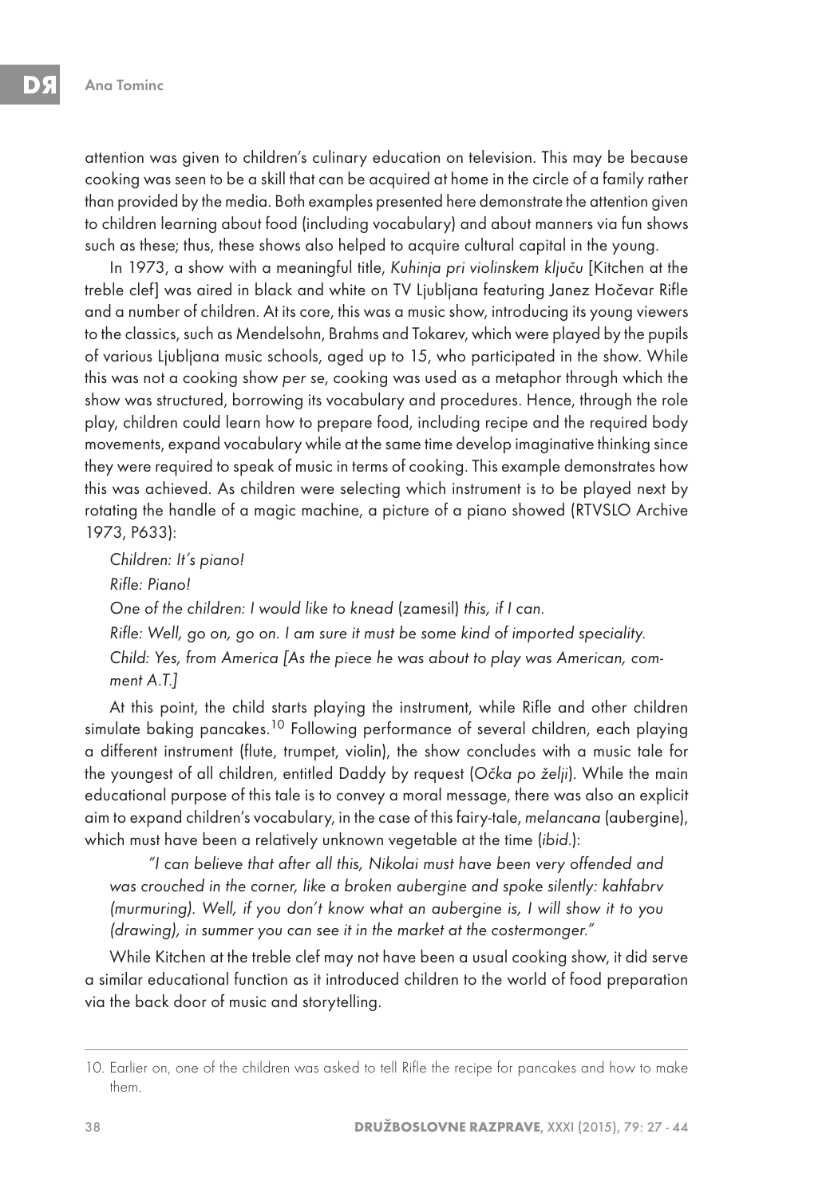attention was given to children's culinary education on television. This may be because cooking was seen to be a skill that can be acquired at home in the circle of a family rather than provided by the media. Both examples presented here demonstrate the attention given to children learning about food (including vocabulary) and about manners via fun shows such as these; thus, these shows also helped to acquire cultural capital in the young.

In 1973, a show with a meaningful title, *Kuhinja pri violinskem ključu* [Kitchen at the treble clef] was aired in black and white on TV Ljubljana featuring Janez Hočevar Rifle and a number of children. At its core, this was a music show, introducing its young viewers to the classics, such as Mendelsohn, Brahms and Tokarev, which were played by the pupils of various Ljubljana music schools, aged up to 15, who participated in the show. While this was not a cooking show *per se*, cooking was used as a metaphor through which the show was structured, borrowing its vocabulary and procedures. Hence, through the role play, children could learn how to prepare food, including recipe and the required body movements, expand vocabulary while at the same time develop imaginative thinking since they were required to speak of music in terms of cooking. This example demonstrates how this was achieved. As children were selecting which instrument is to be played next by rotating the handle of a magic machine, a picture of a piano showed (RTVSLO Archive 1973, P633):

*Children: It's piano!*

*Rifle: Piano!*

*One of the children: I would like to knead* (zamesil) *this, if I can.*

*Rifle: Well, go on, go on. I am sure it must be some kind of imported speciality.*

*Child: Yes, from America [As the piece he was about to play was American, comment A.T.]*

At this point, the child starts playing the instrument, while Rifle and other children simulate baking pancakes.[10] Following performance of several children, each playing a different instrument (flute, trumpet, violin), the show concludes with a music tale for the youngest of all children, entitled Daddy by request (*Očka po želji*). While the main educational purpose of this tale is to convey a moral message, there was also an explicit aim to expand children's vocabulary, in the case of this fairy-tale, *melancana* (aubergine), which must have been a relatively unknown vegetable at the time (*ibid.*):

*"I can believe that after all this, Nikolai must have been very offended and was crouched in the corner, like a broken aubergine and spoke silently: kahfabrv (murmuring). Well, if you don't know what an aubergine is, I will show it to you (drawing), in summer you can see it in the market at the costermonger."*

While Kitchen at the treble clef may not have been a usual cooking show, it did serve a similar educational function as it introduced children to the world of food preparation via the back door of music and storytelling.

---

10. Earlier on, one of the children was asked to tell Rifle the recipe for pancakes and how to make them.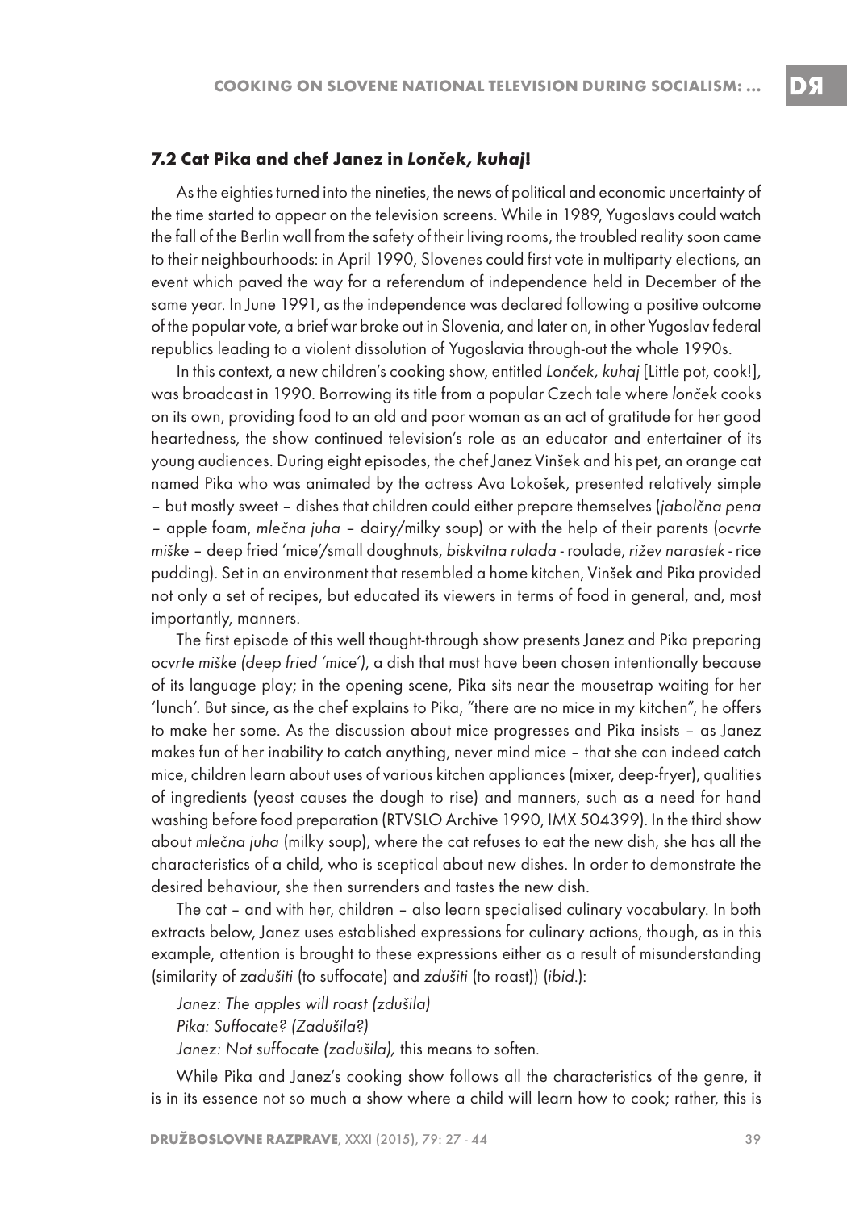### 7.2 Cat Pika and chef Janez in *Lonček, kuhaj*!

As the eighties turned into the nineties, the news of political and economic uncertainty of the time started to appear on the television screens. While in 1989, Yugoslavs could watch the fall of the Berlin wall from the safety of their living rooms, the troubled reality soon came to their neighbourhoods: in April 1990, Slovenes could first vote in multiparty elections, an event which paved the way for a referendum of independence held in December of the same year. In June 1991, as the independence was declared following a positive outcome of the popular vote, a brief war broke out in Slovenia, and later on, in other Yugoslav federal republics leading to a violent dissolution of Yugoslavia through-out the whole 1990s.

In this context, a new children's cooking show, entitled *Lonček, kuhaj* [Little pot, cook!], was broadcast in 1990. Borrowing its title from a popular Czech tale where *lonček* cooks on its own, providing food to an old and poor woman as an act of gratitude for her good heartedness, the show continued television's role as an educator and entertainer of its young audiences. During eight episodes, the chef Janez Vinšek and his pet, an orange cat named Pika who was animated by the actress Ava Lokošek, presented relatively simple – but mostly sweet – dishes that children could either prepare themselves (*jabolčna pena* – apple foam, *mlečna juha* – dairy/milky soup) or with the help of their parents (*ocvrte miške* – deep fried 'mice'/small doughnuts, *biskvitna rulada* - roulade, *rižev narastek* - rice pudding). Set in an environment that resembled a home kitchen, Vinšek and Pika provided not only a set of recipes, but educated its viewers in terms of food in general, and, most importantly, manners.

The first episode of this well thought-through show presents Janez and Pika preparing *ocvrte miške (deep fried 'mice')*, a dish that must have been chosen intentionally because of its language play; in the opening scene, Pika sits near the mousetrap waiting for her 'lunch'. But since, as the chef explains to Pika, "there are no mice in my kitchen", he offers to make her some. As the discussion about mice progresses and Pika insists – as Janez makes fun of her inability to catch anything, never mind mice – that she can indeed catch mice, children learn about uses of various kitchen appliances (mixer, deep-fryer), qualities of ingredients (yeast causes the dough to rise) and manners, such as a need for hand washing before food preparation (RTVSLO Archive 1990, IMX 504399). In the third show about *mlečna juha* (milky soup), where the cat refuses to eat the new dish, she has all the characteristics of a child, who is sceptical about new dishes. In order to demonstrate the desired behaviour, she then surrenders and tastes the new dish.

The cat – and with her, children – also learn specialised culinary vocabulary. In both extracts below, Janez uses established expressions for culinary actions, though, as in this example, attention is brought to these expressions either as a result of misunderstanding (similarity of *zadušiti* (to suffocate) and *zdušiti* (to roast)) (*ibid.*):

*Janez: The apples will roast (zdušila)*
*Pika: Suffocate? (Zadušila?)*
*Janez: Not suffocate (zadušila),* this means to soften.

While Pika and Janez's cooking show follows all the characteristics of the genre, it is in its essence not so much a show where a child will learn how to cook; rather, this is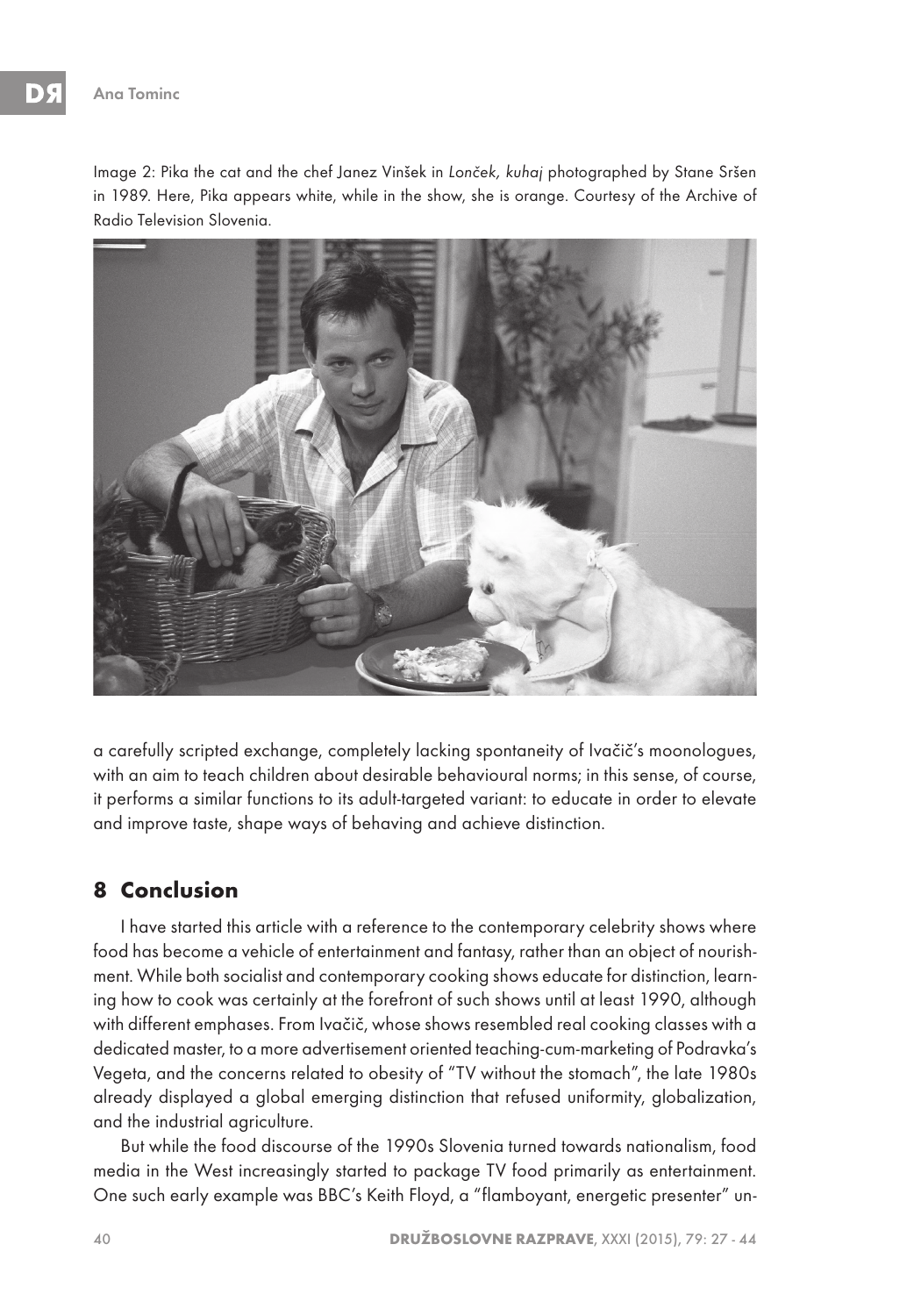Image 2: Pika the cat and the chef Janez Vinšek in *Lonček, kuhaj* photographed by Stane Sršen in 1989. Here, Pika appears white, while in the show, she is orange. Courtesy of the Archive of Radio Television Slovenia.

a carefully scripted exchange, completely lacking spontaneity of Ivačič's moonologues, with an aim to teach children about desirable behavioural norms; in this sense, of course, it performs a similar functions to its adult-targeted variant: to educate in order to elevate and improve taste, shape ways of behaving and achieve distinction.

## 8 Conclusion

I have started this article with a reference to the contemporary celebrity shows where food has become a vehicle of entertainment and fantasy, rather than an object of nourishment. While both socialist and contemporary cooking shows educate for distinction, learning how to cook was certainly at the forefront of such shows until at least 1990, although with different emphases. From Ivačič, whose shows resembled real cooking classes with a dedicated master, to a more advertisement oriented teaching-cum-marketing of Podravka's Vegeta, and the concerns related to obesity of "TV without the stomach", the late 1980s already displayed a global emerging distinction that refused uniformity, globalization, and the industrial agriculture.

But while the food discourse of the 1990s Slovenia turned towards nationalism, food media in the West increasingly started to package TV food primarily as entertainment. One such early example was BBC's Keith Floyd, a "flamboyant, energetic presenter" un-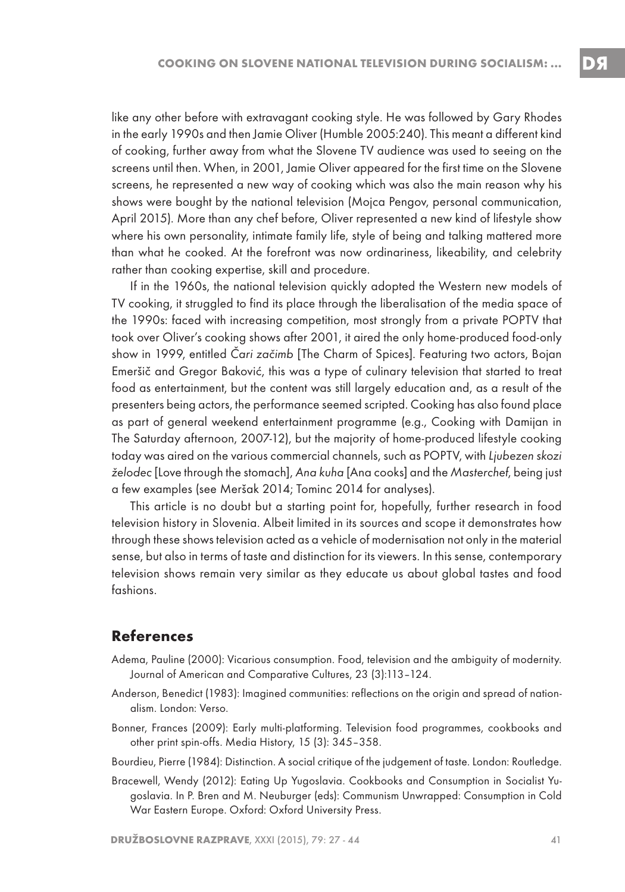like any other before with extravagant cooking style. He was followed by Gary Rhodes in the early 1990s and then Jamie Oliver (Humble 2005:240). This meant a different kind of cooking, further away from what the Slovene TV audience was used to seeing on the screens until then. When, in 2001, Jamie Oliver appeared for the first time on the Slovene screens, he represented a new way of cooking which was also the main reason why his shows were bought by the national television (Mojca Pengov, personal communication, April 2015). More than any chef before, Oliver represented a new kind of lifestyle show where his own personality, intimate family life, style of being and talking mattered more than what he cooked. At the forefront was now ordinariness, likeability, and celebrity rather than cooking expertise, skill and procedure.

If in the 1960s, the national television quickly adopted the Western new models of TV cooking, it struggled to find its place through the liberalisation of the media space of the 1990s: faced with increasing competition, most strongly from a private POPTV that took over Oliver's cooking shows after 2001, it aired the only home-produced food-only show in 1999, entitled *Čari začimb* [The Charm of Spices]. Featuring two actors, Bojan Emeršič and Gregor Baković, this was a type of culinary television that started to treat food as entertainment, but the content was still largely education and, as a result of the presenters being actors, the performance seemed scripted. Cooking has also found place as part of general weekend entertainment programme (e.g., Cooking with Damijan in The Saturday afternoon, 2007-12), but the majority of home-produced lifestyle cooking today was aired on the various commercial channels, such as POPTV, with *Ljubezen skozi želodec* [Love through the stomach], *Ana kuha* [Ana cooks] and the *Masterchef*, being just a few examples (see Meršak 2014; Tominc 2014 for analyses).

This article is no doubt but a starting point for, hopefully, further research in food television history in Slovenia. Albeit limited in its sources and scope it demonstrates how through these shows television acted as a vehicle of modernisation not only in the material sense, but also in terms of taste and distinction for its viewers. In this sense, contemporary television shows remain very similar as they educate us about global tastes and food fashions.

## References

Adema, Pauline (2000): Vicarious consumption. Food, television and the ambiguity of modernity. Journal of American and Comparative Cultures, 23 (3):113–124.

Anderson, Benedict (1983): Imagined communities: reflections on the origin and spread of nationalism. London: Verso.

Bonner, Frances (2009): Early multi-platforming. Television food programmes, cookbooks and other print spin-offs. Media History, 15 (3): 345–358.

Bourdieu, Pierre (1984): Distinction. A social critique of the judgement of taste. London: Routledge.

Bracewell, Wendy (2012): Eating Up Yugoslavia. Cookbooks and Consumption in Socialist Yugoslavia. In P. Bren and M. Neuburger (eds): Communism Unwrapped: Consumption in Cold War Eastern Europe. Oxford: Oxford University Press.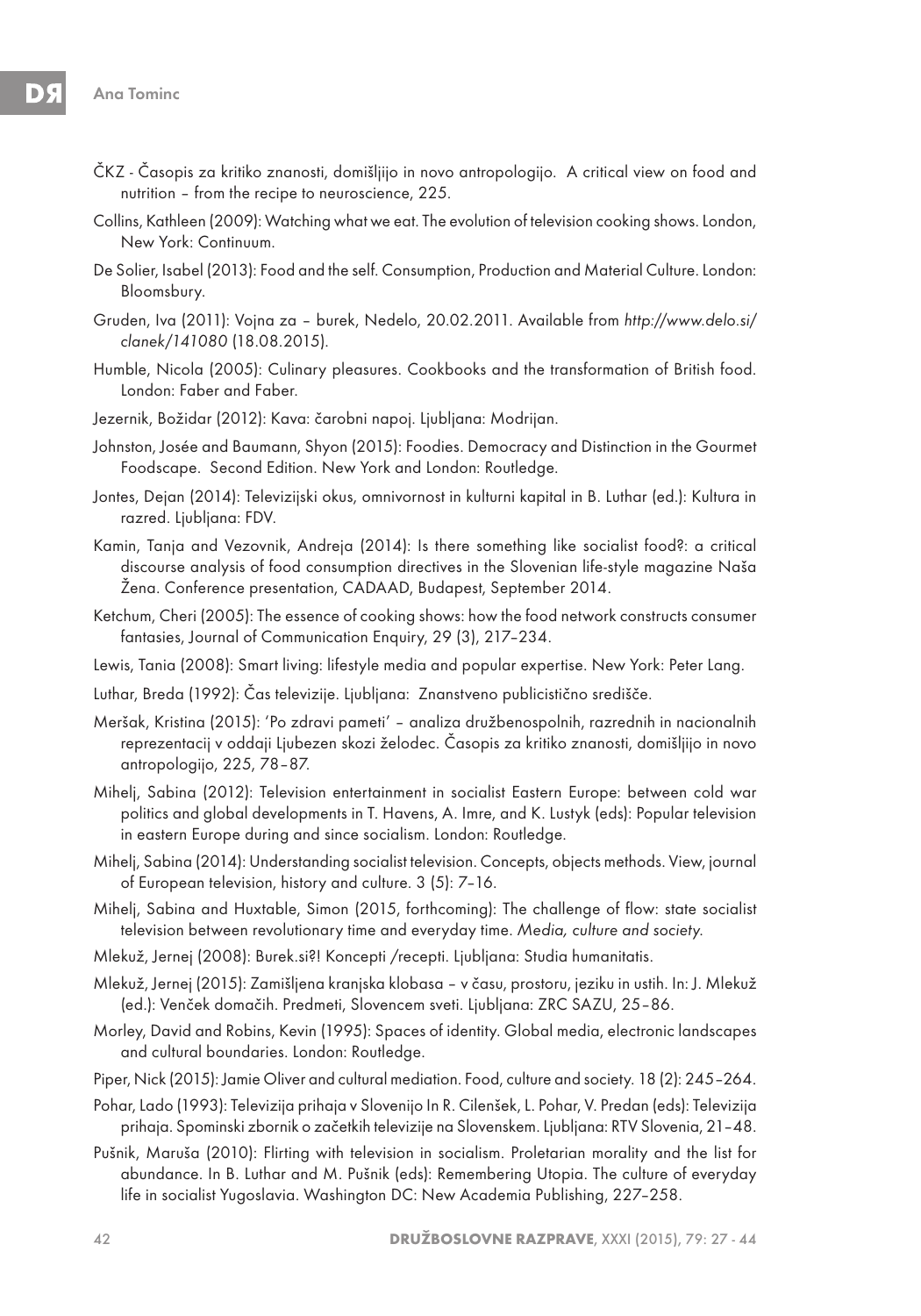ČKZ - Časopis za kritiko znanosti, domišljijo in novo antropologijo. A critical view on food and nutrition – from the recipe to neuroscience, 225.

Collins, Kathleen (2009): Watching what we eat. The evolution of television cooking shows. London, New York: Continuum.

De Solier, Isabel (2013): Food and the self. Consumption, Production and Material Culture. London: Bloomsbury.

Gruden, Iva (2011): Vojna za – burek, Nedelo, 20.02.2011. Available from *http://www.delo.si/clanek/141080* (18.08.2015).

Humble, Nicola (2005): Culinary pleasures. Cookbooks and the transformation of British food. London: Faber and Faber.

Jezernik, Božidar (2012): Kava: čarobni napoj. Ljubljana: Modrijan.

Johnston, Josée and Baumann, Shyon (2015): Foodies. Democracy and Distinction in the Gourmet Foodscape. Second Edition. New York and London: Routledge.

Jontes, Dejan (2014): Televizijski okus, omnivornost in kulturni kapital in B. Luthar (ed.): Kultura in razred. Ljubljana: FDV.

Kamin, Tanja and Vezovnik, Andreja (2014): Is there something like socialist food?: a critical discourse analysis of food consumption directives in the Slovenian life-style magazine Naša Žena. Conference presentation, CADAAD, Budapest, September 2014.

Ketchum, Cheri (2005): The essence of cooking shows: how the food network constructs consumer fantasies, Journal of Communication Enquiry, 29 (3), 217–234.

Lewis, Tania (2008): Smart living: lifestyle media and popular expertise. New York: Peter Lang.

Luthar, Breda (1992): Čas televizije. Ljubljana: Znanstveno publicistično središče.

Meršak, Kristina (2015): 'Po zdravi pameti' – analiza družbenospolnih, razrednih in nacionalnih reprezentacij v oddaji Ljubezen skozi želodec. Časopis za kritiko znanosti, domišljijo in novo antropologijo, 225, 78–87.

Mihelj, Sabina (2012): Television entertainment in socialist Eastern Europe: between cold war politics and global developments in T. Havens, A. Imre, and K. Lustyk (eds): Popular television in eastern Europe during and since socialism. London: Routledge.

Mihelj, Sabina (2014): Understanding socialist television. Concepts, objects methods. View, journal of European television, history and culture. 3 (5): 7–16.

Mihelj, Sabina and Huxtable, Simon (2015, forthcoming): The challenge of flow: state socialist television between revolutionary time and everyday time. *Media, culture and society*.

Mlekuž, Jernej (2008): Burek.si?! Koncepti /recepti. Ljubljana: Studia humanitatis.

Mlekuž, Jernej (2015): Zamišljena kranjska klobasa – v času, prostoru, jeziku in ustih. In: J. Mlekuž (ed.): Venček domačih. Predmeti, Slovencem sveti. Ljubljana: ZRC SAZU, 25–86.

Morley, David and Robins, Kevin (1995): Spaces of identity. Global media, electronic landscapes and cultural boundaries. London: Routledge.

Piper, Nick (2015): Jamie Oliver and cultural mediation. Food, culture and society. 18 (2): 245–264.

Pohar, Lado (1993): Televizija prihaja v Slovenijo In R. Cilenšek, L. Pohar, V. Predan (eds): Televizija prihaja. Spominski zbornik o začetkih televizije na Slovenskem. Ljubljana: RTV Slovenia, 21–48.

Pušnik, Maruša (2010): Flirting with television in socialism. Proletarian morality and the list for abundance. In B. Luthar and M. Pušnik (eds): Remembering Utopia. The culture of everyday life in socialist Yugoslavia. Washington DC: New Academia Publishing, 227–258.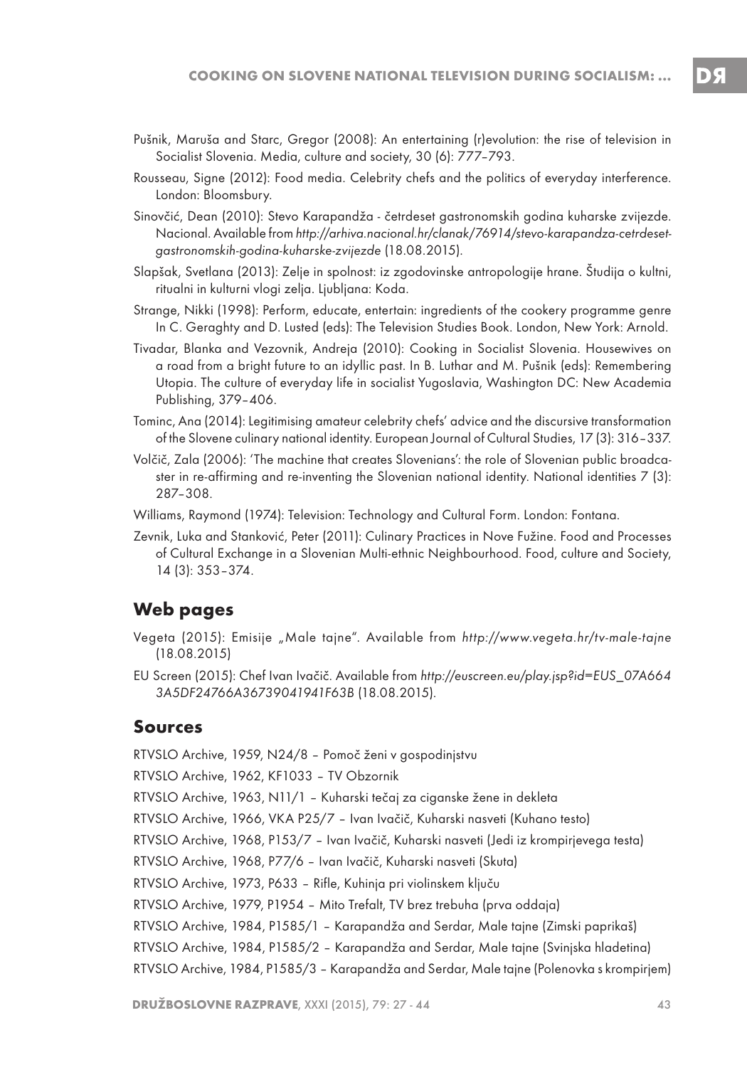Pušnik, Maruša and Starc, Gregor (2008): An entertaining (r)evolution: the rise of television in Socialist Slovenia. Media, culture and society, 30 (6): 777–793.

Rousseau, Signe (2012): Food media. Celebrity chefs and the politics of everyday interference. London: Bloomsbury.

Sinovčić, Dean (2010): Stevo Karapandža - četrdeset gastronomskih godina kuharske zvijezde. Nacional. Available from *http://arhiva.nacional.hr/clanak/76914/stevo-karapandza-cetrdeset-gastronomskih-godina-kuharske-zvijezde* (18.08.2015).

Slapšak, Svetlana (2013): Zelje in spolnost: iz zgodovinske antropologije hrane. Študija o kultni, ritualni in kulturni vlogi zelja. Ljubljana: Koda.

Strange, Nikki (1998): Perform, educate, entertain: ingredients of the cookery programme genre In C. Geraghty and D. Lusted (eds): The Television Studies Book. London, New York: Arnold.

Tivadar, Blanka and Vezovnik, Andreja (2010): Cooking in Socialist Slovenia. Housewives on a road from a bright future to an idyllic past. In B. Luthar and M. Pušnik (eds): Remembering Utopia. The culture of everyday life in socialist Yugoslavia, Washington DC: New Academia Publishing, 379–406.

Tominc, Ana (2014): Legitimising amateur celebrity chefs' advice and the discursive transformation of the Slovene culinary national identity. European Journal of Cultural Studies, 17 (3): 316–337.

Volčič, Zala (2006): 'The machine that creates Slovenians': the role of Slovenian public broadcaster in re-affirming and re-inventing the Slovenian national identity. National identities 7 (3): 287–308.

Williams, Raymond (1974): Television: Technology and Cultural Form. London: Fontana.

Zevnik, Luka and Stanković, Peter (2011): Culinary Practices in Nove Fužine. Food and Processes of Cultural Exchange in a Slovenian Multi-ethnic Neighbourhood. Food, culture and Society, 14 (3): 353–374.

## Web pages

Vegeta (2015): Emisije „Male tajne". Available from *http://www.vegeta.hr/tv-male-tajne* (18.08.2015)

EU Screen (2015): Chef Ivan Ivačič. Available from *http://euscreen.eu/play.jsp?id=EUS_07A6643A5DF24766A36739041941F63B* (18.08.2015).

## Sources

RTVSLO Archive, 1959, N24/8 – Pomoč ženi v gospodinjstvu

RTVSLO Archive, 1962, KF1033 – TV Obzornik

RTVSLO Archive, 1963, N11/1 – Kuharski tečaj za ciganske žene in dekleta

RTVSLO Archive, 1966, VKA P25/7 – Ivan Ivačič, Kuharski nasveti (Kuhano testo)

RTVSLO Archive, 1968, P153/7 – Ivan Ivačič, Kuharski nasveti (Jedi iz krompirjevega testa)

RTVSLO Archive, 1968, P77/6 – Ivan Ivačič, Kuharski nasveti (Skuta)

RTVSLO Archive, 1973, P633 – Rifle, Kuhinja pri violinskem ključu

RTVSLO Archive, 1979, P1954 – Mito Trefalt, TV brez trebuha (prva oddaja)

RTVSLO Archive, 1984, P1585/1 – Karapandža and Serdar, Male tajne (Zimski paprikaš)

RTVSLO Archive, 1984, P1585/2 – Karapandža and Serdar, Male tajne (Svinjska hladetina)

RTVSLO Archive, 1984, P1585/3 – Karapandža and Serdar, Male tajne (Polenovka s krompirjem)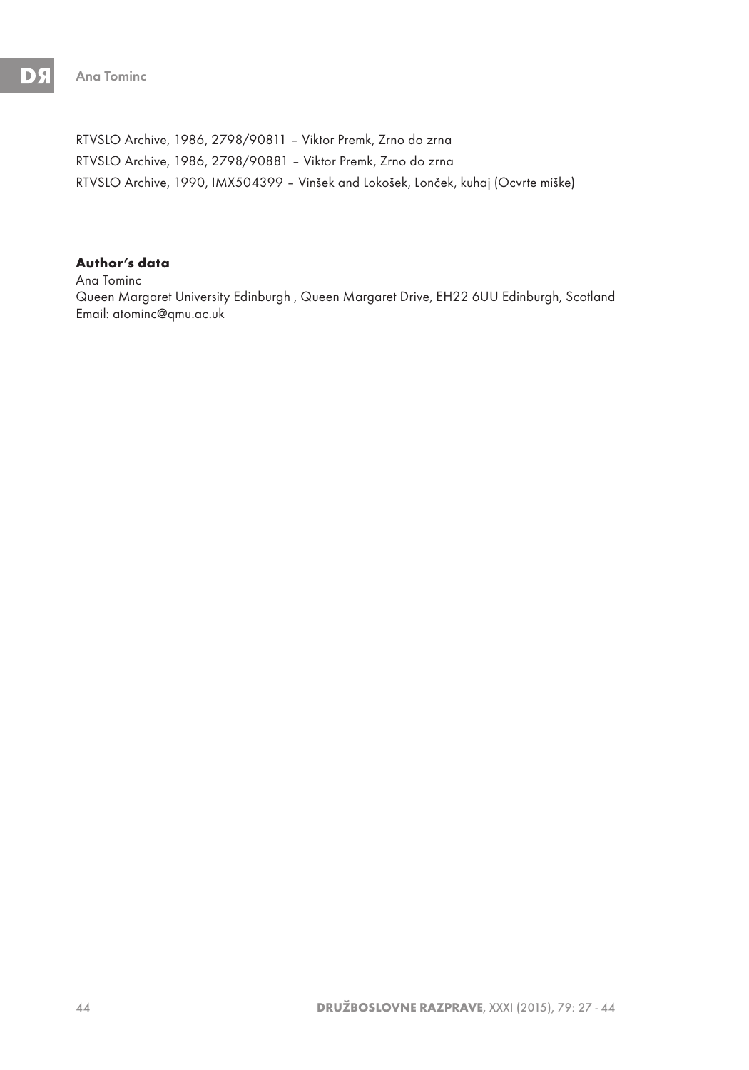RTVSLO Archive, 1986, 2798/90811 – Viktor Premk, Zrno do zrna

RTVSLO Archive, 1986, 2798/90881 – Viktor Premk, Zrno do zrna

RTVSLO Archive, 1990, IMX504399 – Vinšek and Lokošek, Lonček, kuhaj (Ocvrte miške)

**Author's data**

Ana Tominc

Queen Margaret University Edinburgh , Queen Margaret Drive, EH22 6UU Edinburgh, Scotland

Email: atominc@qmu.ac.uk